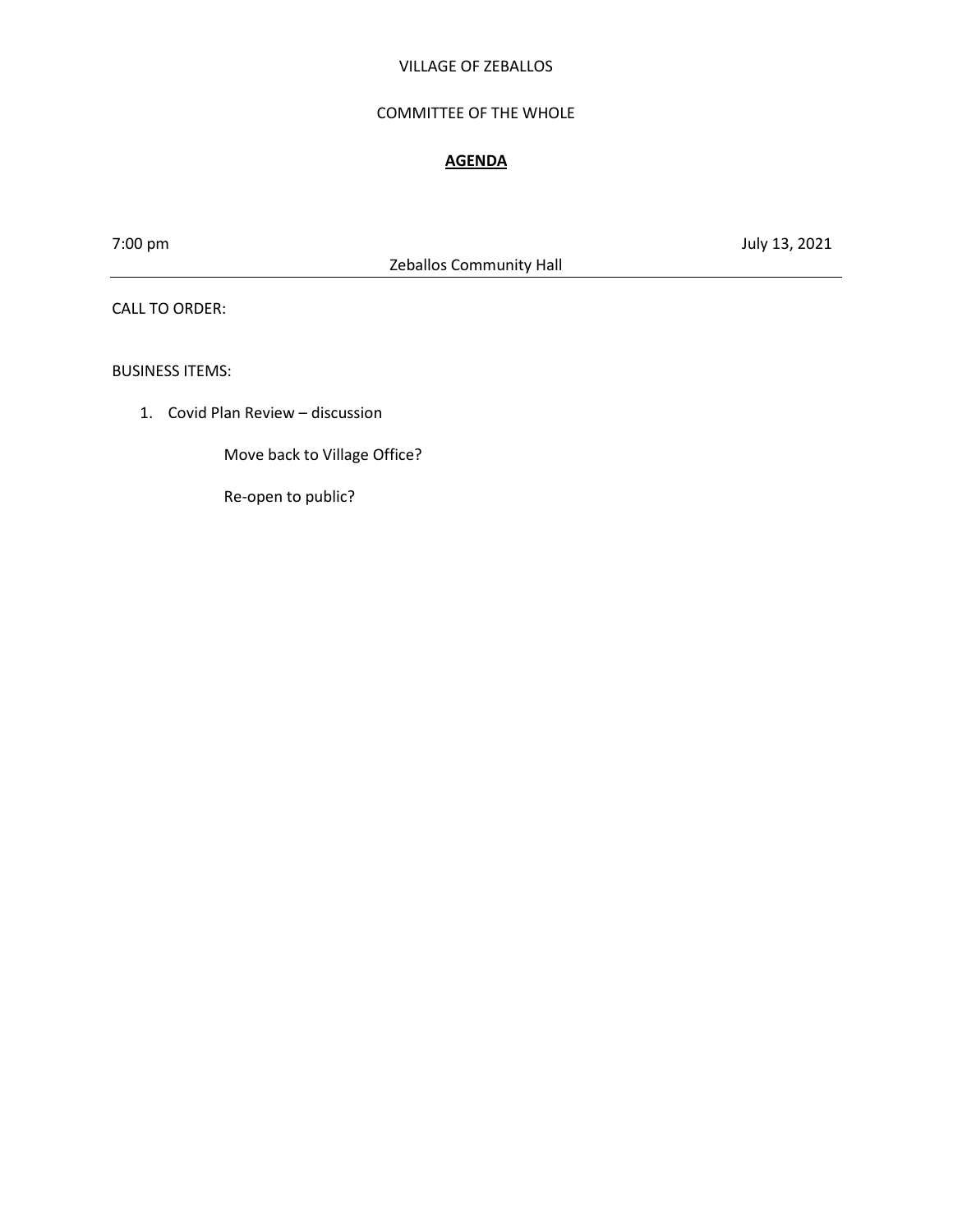# VILLAGE OF ZEBALLOS

## COMMITTEE OF THE WHOLE

### **AGENDA**

7:00 pm — July 13, 2021

Zeballos Community Hall

---

CALL TO ORDER:

BUSINESS ITEMS:

1. Covid Plan Review – discussion

   Move back to Village Office?

   Re-open to public?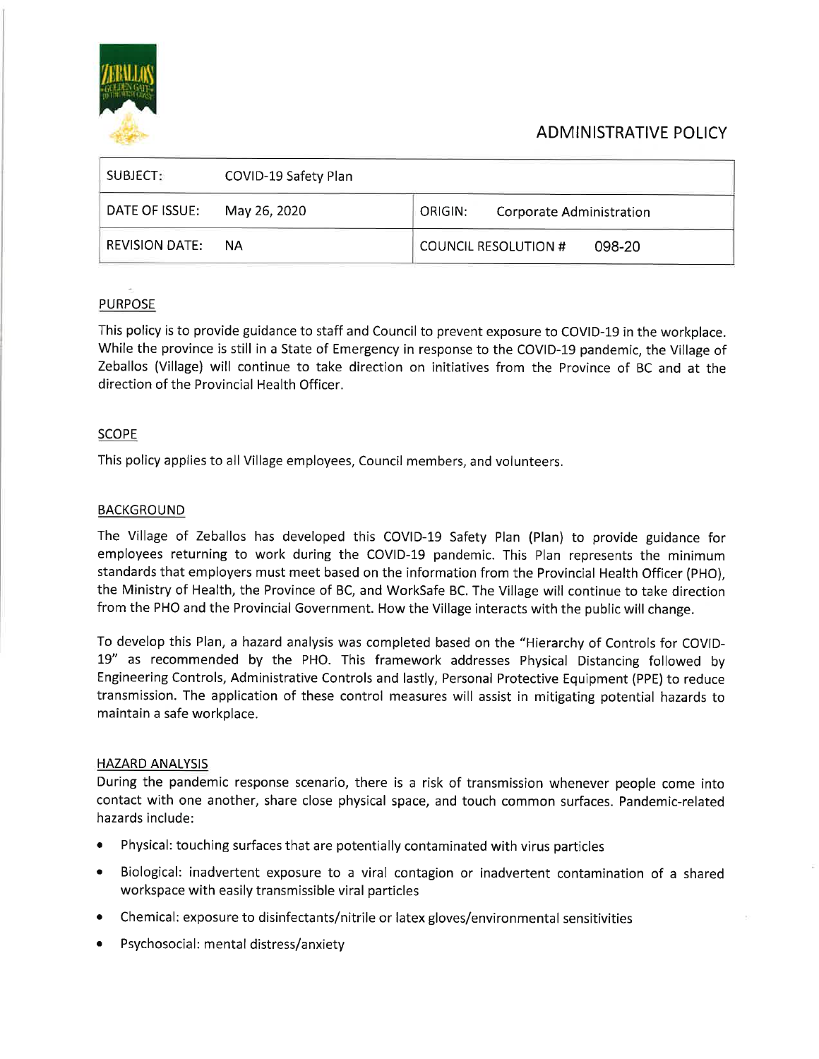# ADMINISTRATIVE POLICY

| SUBJECT: | COVID-19 Safety Plan | | |
|---|---|---|---|
| DATE OF ISSUE: | May 26, 2020 | ORIGIN: | Corporate Administration |
| REVISION DATE: | NA | COUNCIL RESOLUTION # | 098-20 |

## PURPOSE

This policy is to provide guidance to staff and Council to prevent exposure to COVID-19 in the workplace. While the province is still in a State of Emergency in response to the COVID-19 pandemic, the Village of Zeballos (Village) will continue to take direction on initiatives from the Province of BC and at the direction of the Provincial Health Officer.

## SCOPE

This policy applies to all Village employees, Council members, and volunteers.

## BACKGROUND

The Village of Zeballos has developed this COVID-19 Safety Plan (Plan) to provide guidance for employees returning to work during the COVID-19 pandemic. This Plan represents the minimum standards that employers must meet based on the information from the Provincial Health Officer (PHO), the Ministry of Health, the Province of BC, and WorkSafe BC. The Village will continue to take direction from the PHO and the Provincial Government. How the Village interacts with the public will change.

To develop this Plan, a hazard analysis was completed based on the "Hierarchy of Controls for COVID-19" as recommended by the PHO. This framework addresses Physical Distancing followed by Engineering Controls, Administrative Controls and lastly, Personal Protective Equipment (PPE) to reduce transmission. The application of these control measures will assist in mitigating potential hazards to maintain a safe workplace.

## HAZARD ANALYSIS

During the pandemic response scenario, there is a risk of transmission whenever people come into contact with one another, share close physical space, and touch common surfaces. Pandemic-related hazards include:

- Physical: touching surfaces that are potentially contaminated with virus particles
- Biological: inadvertent exposure to a viral contagion or inadvertent contamination of a shared workspace with easily transmissible viral particles
- Chemical: exposure to disinfectants/nitrile or latex gloves/environmental sensitivities
- Psychosocial: mental distress/anxiety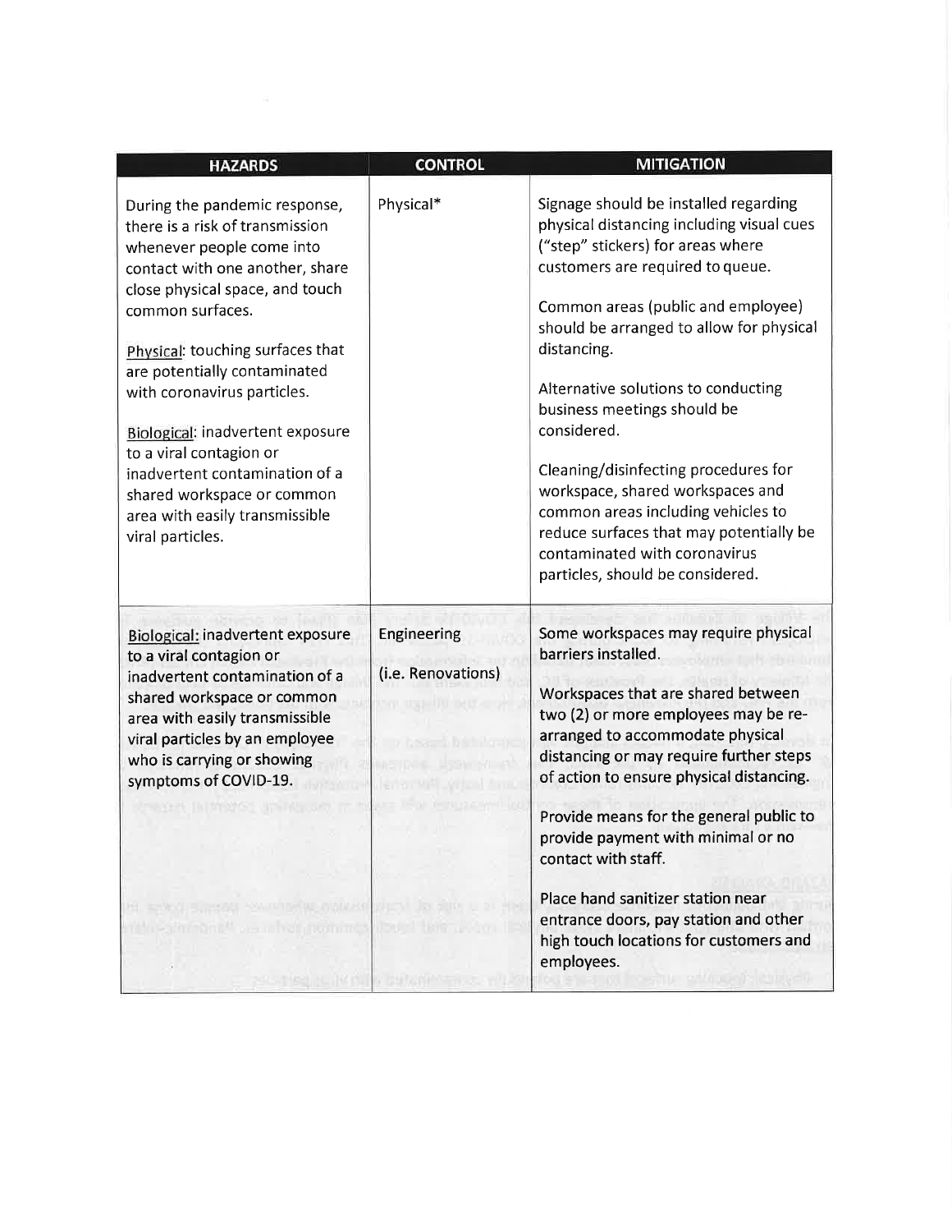| HAZARDS | CONTROL | MITIGATION |
|---|---|---|
| During the pandemic response, there is a risk of transmission whenever people come into contact with one another, share close physical space, and touch common surfaces.<br><br><u>Physical</u>: touching surfaces that are potentially contaminated with coronavirus particles.<br><br><u>Biological</u>: inadvertent exposure to a viral contagion or inadvertent contamination of a shared workspace or common area with easily transmissible viral particles. | Physical* | Signage should be installed regarding physical distancing including visual cues ("step" stickers) for areas where customers are required to queue.<br><br>Common areas (public and employee) should be arranged to allow for physical distancing.<br><br>Alternative solutions to conducting business meetings should be considered.<br><br>Cleaning/disinfecting procedures for workspace, shared workspaces and common areas including vehicles to reduce surfaces that may potentially be contaminated with coronavirus particles, should be considered. |
| <u>Biological:</u> inadvertent exposure to a viral contagion or inadvertent contamination of a shared workspace or common area with easily transmissible viral particles by an employee who is carrying or showing symptoms of COVID-19. | Engineering (i.e. Renovations) | Some workspaces may require physical barriers installed.<br><br>Workspaces that are shared between two (2) or more employees may be re-arranged to accommodate physical distancing or may require further steps of action to ensure physical distancing.<br><br>Provide means for the general public to provide payment with minimal or no contact with staff.<br><br>Place hand sanitizer station near entrance doors, pay station and other high touch locations for customers and employees. |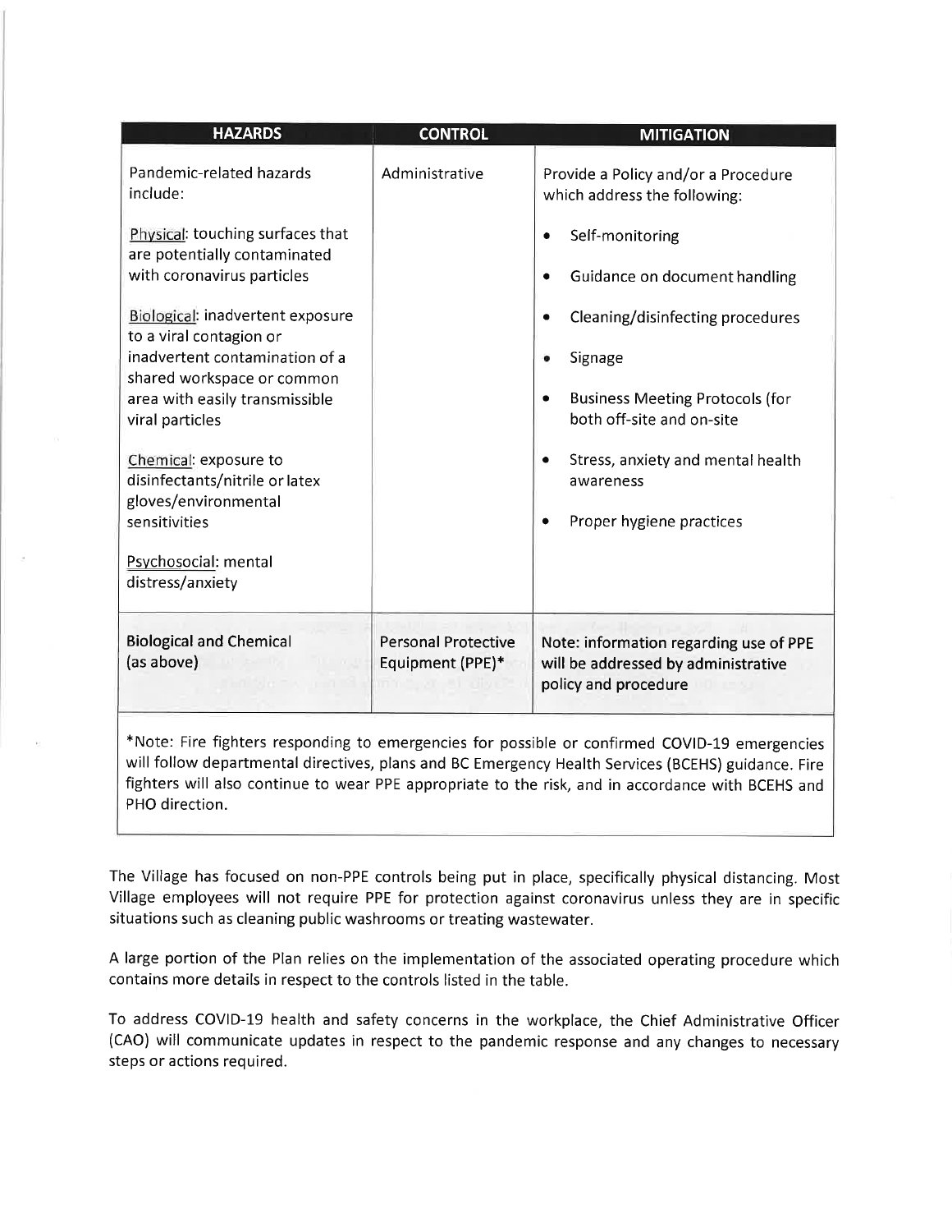| HAZARDS | CONTROL | MITIGATION |
|---|---|---|
| Pandemic-related hazards include:<br><br>Physical: touching surfaces that are potentially contaminated with coronavirus particles<br><br>Biological: inadvertent exposure to a viral contagion or inadvertent contamination of a shared workspace or common area with easily transmissible viral particles<br><br>Chemical: exposure to disinfectants/nitrile or latex gloves/environmental sensitivities<br><br>Psychosocial: mental distress/anxiety | Administrative | Provide a Policy and/or a Procedure which address the following:<br><br>• Self-monitoring<br>• Guidance on document handling<br>• Cleaning/disinfecting procedures<br>• Signage<br>• Business Meeting Protocols (for both off-site and on-site<br>• Stress, anxiety and mental health awareness<br>• Proper hygiene practices |
| Biological and Chemical (as above) | Personal Protective Equipment (PPE)* | Note: information regarding use of PPE will be addressed by administrative policy and procedure |

*Note: Fire fighters responding to emergencies for possible or confirmed COVID-19 emergencies will follow departmental directives, plans and BC Emergency Health Services (BCEHS) guidance. Fire fighters will also continue to wear PPE appropriate to the risk, and in accordance with BCEHS and PHO direction.

The Village has focused on non-PPE controls being put in place, specifically physical distancing. Most Village employees will not require PPE for protection against coronavirus unless they are in specific situations such as cleaning public washrooms or treating wastewater.

A large portion of the Plan relies on the implementation of the associated operating procedure which contains more details in respect to the controls listed in the table.

To address COVID-19 health and safety concerns in the workplace, the Chief Administrative Officer (CAO) will communicate updates in respect to the pandemic response and any changes to necessary steps or actions required.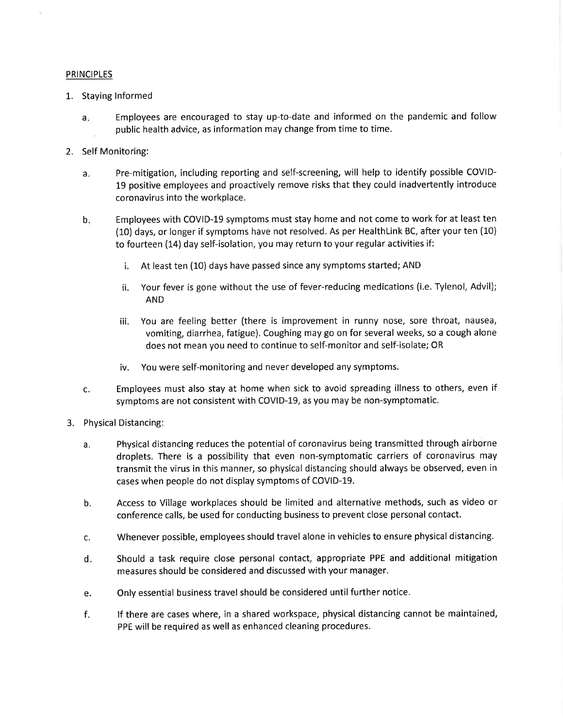## PRINCIPLES

1. Staying Informed

   a. Employees are encouraged to stay up-to-date and informed on the pandemic and follow public health advice, as information may change from time to time.

2. Self Monitoring:

   a. Pre-mitigation, including reporting and self-screening, will help to identify possible COVID-19 positive employees and proactively remove risks that they could inadvertently introduce coronavirus into the workplace.

   b. Employees with COVID-19 symptoms must stay home and not come to work for at least ten (10) days, or longer if symptoms have not resolved. As per HealthLink BC, after your ten (10) to fourteen (14) day self-isolation, you may return to your regular activities if:

      i. At least ten (10) days have passed since any symptoms started; AND

      ii. Your fever is gone without the use of fever-reducing medications (i.e. Tylenol, Advil); AND

      iii. You are feeling better (there is improvement in runny nose, sore throat, nausea, vomiting, diarrhea, fatigue). Coughing may go on for several weeks, so a cough alone does not mean you need to continue to self-monitor and self-isolate; OR

      iv. You were self-monitoring and never developed any symptoms.

   c. Employees must also stay at home when sick to avoid spreading illness to others, even if symptoms are not consistent with COVID-19, as you may be non-symptomatic.

3. Physical Distancing:

   a. Physical distancing reduces the potential of coronavirus being transmitted through airborne droplets. There is a possibility that even non-symptomatic carriers of coronavirus may transmit the virus in this manner, so physical distancing should always be observed, even in cases when people do not display symptoms of COVID-19.

   b. Access to Village workplaces should be limited and alternative methods, such as video or conference calls, be used for conducting business to prevent close personal contact.

   c. Whenever possible, employees should travel alone in vehicles to ensure physical distancing.

   d. Should a task require close personal contact, appropriate PPE and additional mitigation measures should be considered and discussed with your manager.

   e. Only essential business travel should be considered until further notice.

   f. If there are cases where, in a shared workspace, physical distancing cannot be maintained, PPE will be required as well as enhanced cleaning procedures.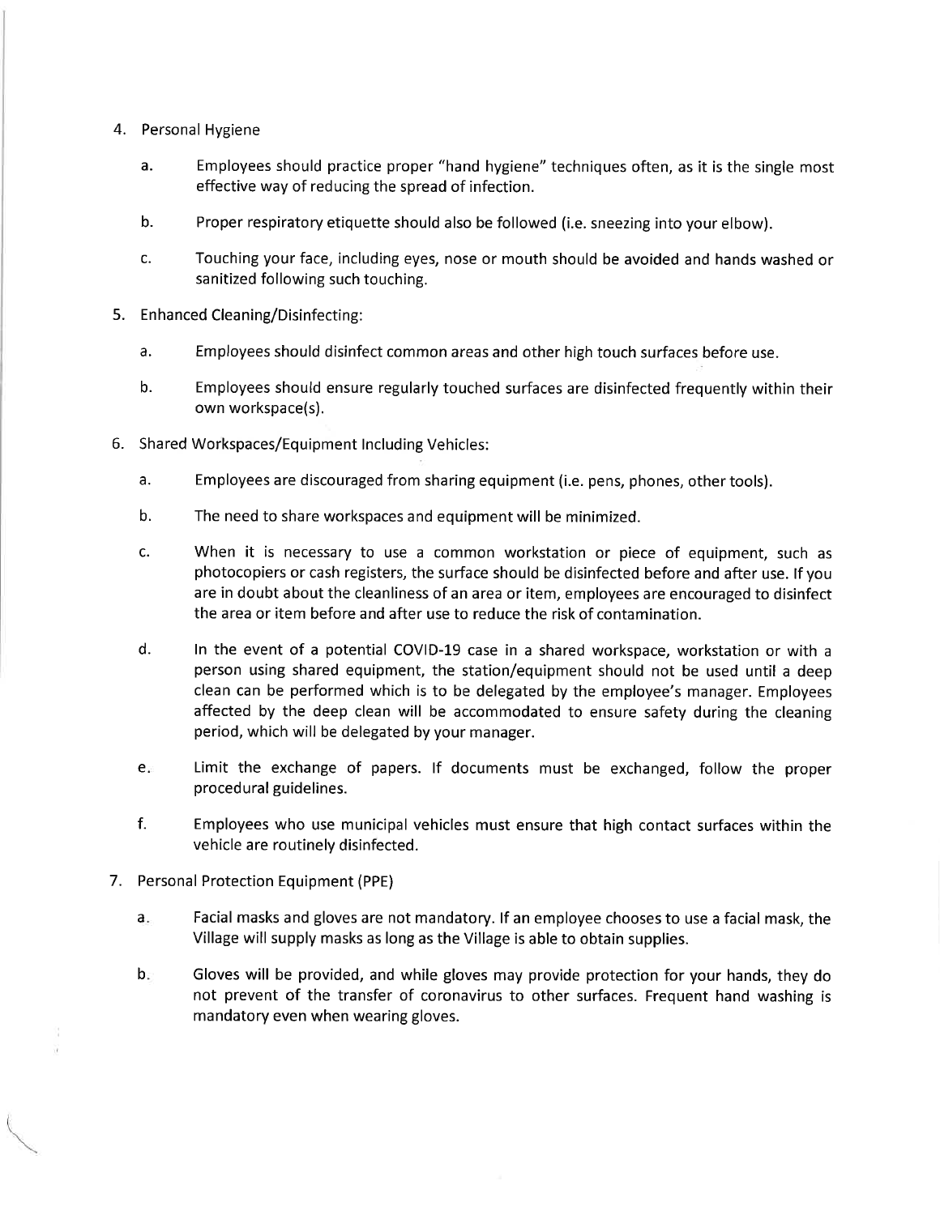4. Personal Hygiene

   a. Employees should practice proper "hand hygiene" techniques often, as it is the single most effective way of reducing the spread of infection.

   b. Proper respiratory etiquette should also be followed (i.e. sneezing into your elbow).

   c. Touching your face, including eyes, nose or mouth should be avoided and hands washed or sanitized following such touching.

5. Enhanced Cleaning/Disinfecting:

   a. Employees should disinfect common areas and other high touch surfaces before use.

   b. Employees should ensure regularly touched surfaces are disinfected frequently within their own workspace(s).

6. Shared Workspaces/Equipment Including Vehicles:

   a. Employees are discouraged from sharing equipment (i.e. pens, phones, other tools).

   b. The need to share workspaces and equipment will be minimized.

   c. When it is necessary to use a common workstation or piece of equipment, such as photocopiers or cash registers, the surface should be disinfected before and after use. If you are in doubt about the cleanliness of an area or item, employees are encouraged to disinfect the area or item before and after use to reduce the risk of contamination.

   d. In the event of a potential COVID-19 case in a shared workspace, workstation or with a person using shared equipment, the station/equipment should not be used until a deep clean can be performed which is to be delegated by the employee's manager. Employees affected by the deep clean will be accommodated to ensure safety during the cleaning period, which will be delegated by your manager.

   e. Limit the exchange of papers. If documents must be exchanged, follow the proper procedural guidelines.

   f. Employees who use municipal vehicles must ensure that high contact surfaces within the vehicle are routinely disinfected.

7. Personal Protection Equipment (PPE)

   a. Facial masks and gloves are not mandatory. If an employee chooses to use a facial mask, the Village will supply masks as long as the Village is able to obtain supplies.

   b. Gloves will be provided, and while gloves may provide protection for your hands, they do not prevent of the transfer of coronavirus to other surfaces. Frequent hand washing is mandatory even when wearing gloves.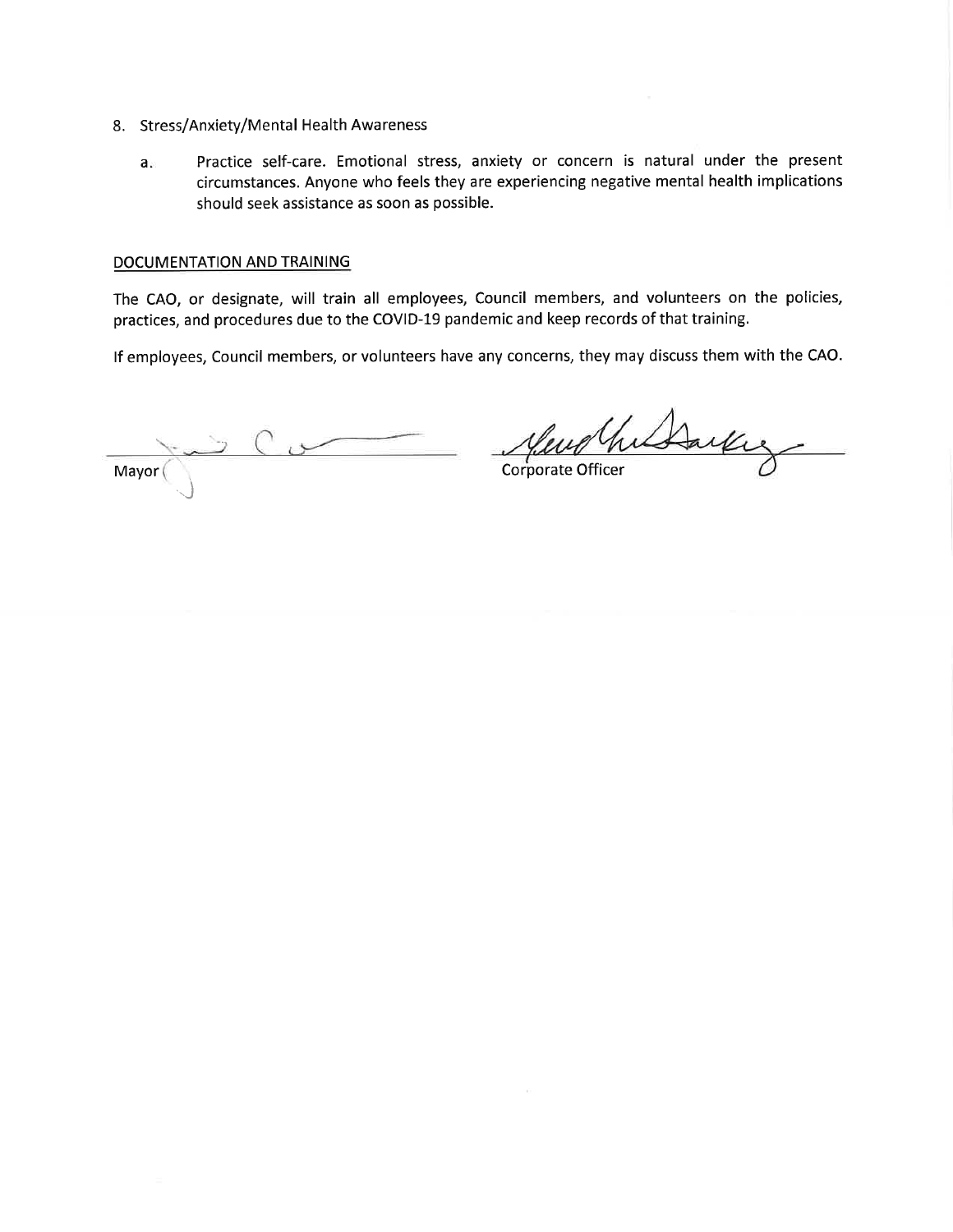8. Stress/Anxiety/Mental Health Awareness

   a. Practice self-care. Emotional stress, anxiety or concern is natural under the present circumstances. Anyone who feels they are experiencing negative mental health implications should seek assistance as soon as possible.

## DOCUMENTATION AND TRAINING

The CAO, or designate, will train all employees, Council members, and volunteers on the policies, practices, and procedures due to the COVID-19 pandemic and keep records of that training.

If employees, Council members, or volunteers have any concerns, they may discuss them with the CAO.

Mayor

Corporate Officer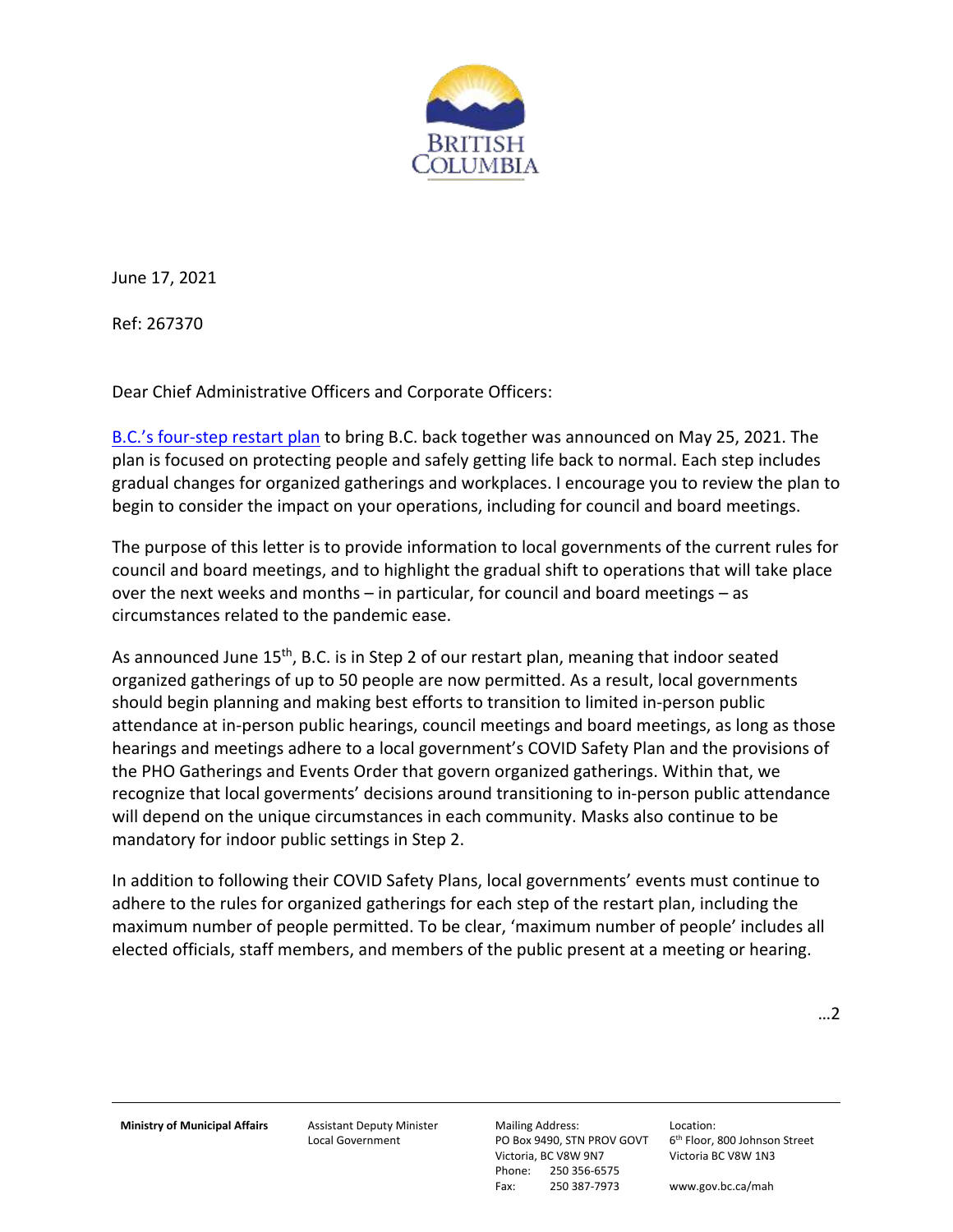BRITISH COLUMBIA

June 17, 2021

Ref: 267370

Dear Chief Administrative Officers and Corporate Officers:

[B.C.'s four-step restart plan](B.C.'s four-step restart plan) to bring B.C. back together was announced on May 25, 2021. The plan is focused on protecting people and safely getting life back to normal. Each step includes gradual changes for organized gatherings and workplaces. I encourage you to review the plan to begin to consider the impact on your operations, including for council and board meetings.

The purpose of this letter is to provide information to local governments of the current rules for council and board meetings, and to highlight the gradual shift to operations that will take place over the next weeks and months – in particular, for council and board meetings – as circumstances related to the pandemic ease.

As announced June 15th, B.C. is in Step 2 of our restart plan, meaning that indoor seated organized gatherings of up to 50 people are now permitted. As a result, local governments should begin planning and making best efforts to transition to limited in-person public attendance at in-person public hearings, council meetings and board meetings, as long as those hearings and meetings adhere to a local government's COVID Safety Plan and the provisions of the PHO Gatherings and Events Order that govern organized gatherings. Within that, we recognize that local goverments' decisions around transitioning to in-person public attendance will depend on the unique circumstances in each community. Masks also continue to be mandatory for indoor public settings in Step 2.

In addition to following their COVID Safety Plans, local governments' events must continue to adhere to the rules for organized gatherings for each step of the restart plan, including the maximum number of people permitted. To be clear, 'maximum number of people' includes all elected officials, staff members, and members of the public present at a meeting or hearing.

…2

**Ministry of Municipal Affairs** | Assistant Deputy Minister Local Government | Mailing Address: PO Box 9490, STN PROV GOVT Victoria, BC V8W 9N7 Phone: 250 356-6575 Fax: 250 387-7973 | Location: 6th Floor, 800 Johnson Street Victoria BC V8W 1N3 www.gov.bc.ca/mah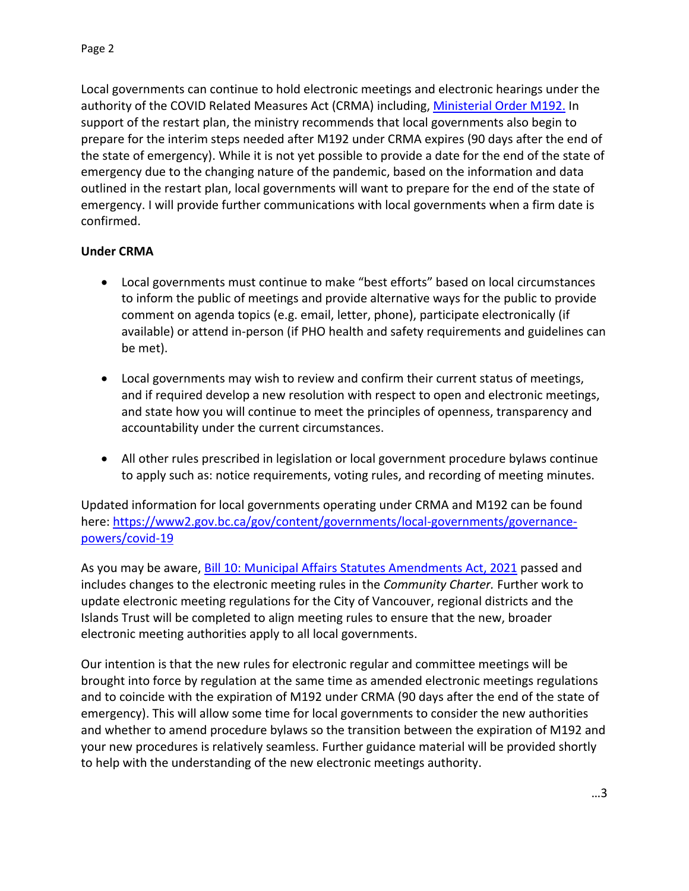Local governments can continue to hold electronic meetings and electronic hearings under the authority of the COVID Related Measures Act (CRMA) including, [Ministerial Order M192.](#) In support of the restart plan, the ministry recommends that local governments also begin to prepare for the interim steps needed after M192 under CRMA expires (90 days after the end of the state of emergency). While it is not yet possible to provide a date for the end of the state of emergency due to the changing nature of the pandemic, based on the information and data outlined in the restart plan, local governments will want to prepare for the end of the state of emergency. I will provide further communications with local governments when a firm date is confirmed.

**Under CRMA**

- Local governments must continue to make "best efforts" based on local circumstances to inform the public of meetings and provide alternative ways for the public to provide comment on agenda topics (e.g. email, letter, phone), participate electronically (if available) or attend in-person (if PHO health and safety requirements and guidelines can be met).
- Local governments may wish to review and confirm their current status of meetings, and if required develop a new resolution with respect to open and electronic meetings, and state how you will continue to meet the principles of openness, transparency and accountability under the current circumstances.
- All other rules prescribed in legislation or local government procedure bylaws continue to apply such as: notice requirements, voting rules, and recording of meeting minutes.

Updated information for local governments operating under CRMA and M192 can be found here: [https://www2.gov.bc.ca/gov/content/governments/local-governments/governance-powers/covid-19](https://www2.gov.bc.ca/gov/content/governments/local-governments/governance-powers/covid-19)

As you may be aware, [Bill 10: Municipal Affairs Statutes Amendments Act, 2021](#) passed and includes changes to the electronic meeting rules in the *Community Charter.* Further work to update electronic meeting regulations for the City of Vancouver, regional districts and the Islands Trust will be completed to align meeting rules to ensure that the new, broader electronic meeting authorities apply to all local governments.

Our intention is that the new rules for electronic regular and committee meetings will be brought into force by regulation at the same time as amended electronic meetings regulations and to coincide with the expiration of M192 under CRMA (90 days after the end of the state of emergency). This will allow some time for local governments to consider the new authorities and whether to amend procedure bylaws so the transition between the expiration of M192 and your new procedures is relatively seamless. Further guidance material will be provided shortly to help with the understanding of the new electronic meetings authority.

…3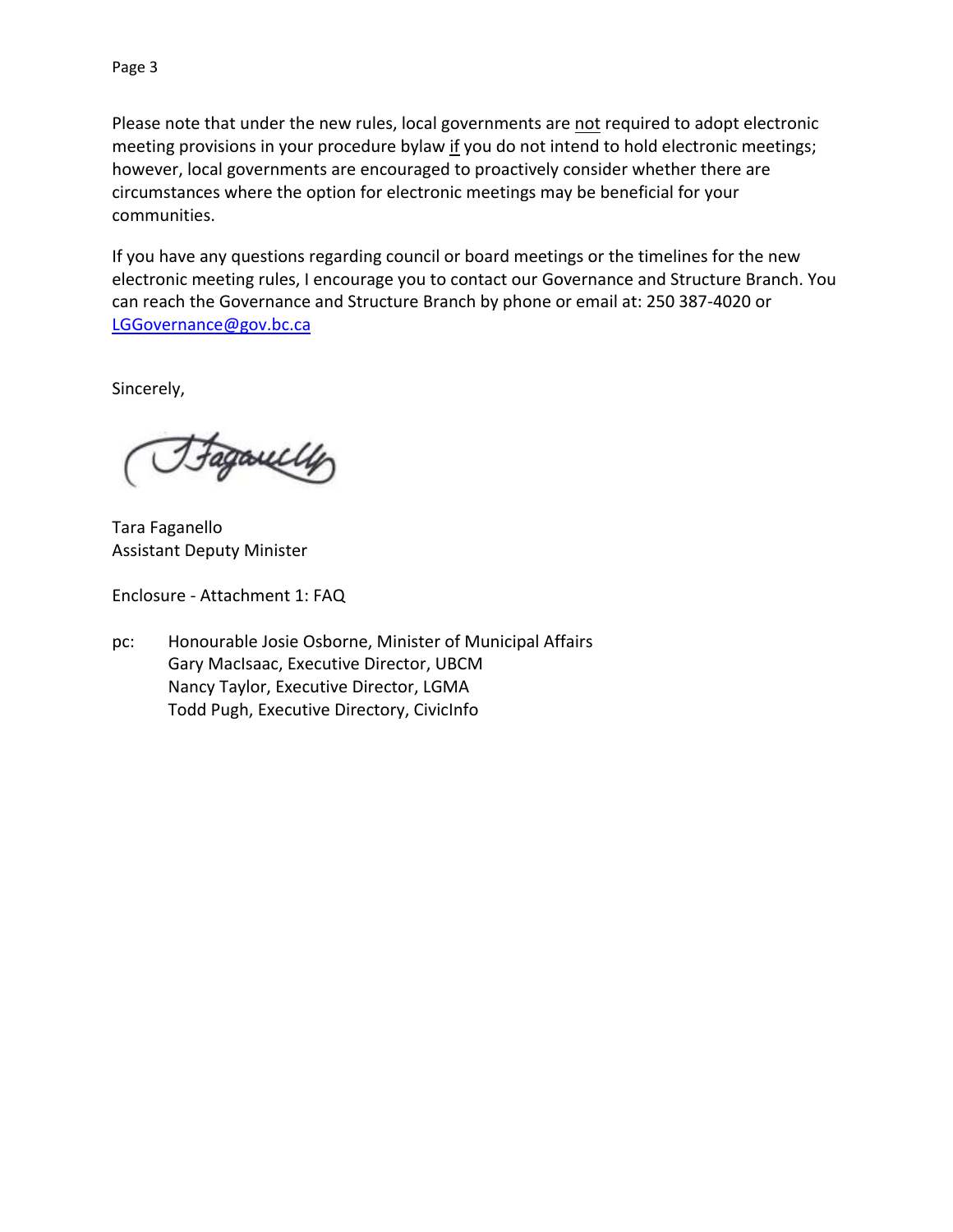Please note that under the new rules, local governments are <u>not</u> required to adopt electronic meeting provisions in your procedure bylaw <u>if</u> you do not intend to hold electronic meetings; however, local governments are encouraged to proactively consider whether there are circumstances where the option for electronic meetings may be beneficial for your communities.

If you have any questions regarding council or board meetings or the timelines for the new electronic meeting rules, I encourage you to contact our Governance and Structure Branch. You can reach the Governance and Structure Branch by phone or email at: 250 387-4020 or [LGGovernance@gov.bc.ca](mailto:LGGovernance@gov.bc.ca)

Sincerely,

Tara Faganello
Assistant Deputy Minister

Enclosure - Attachment 1: FAQ

pc: Honourable Josie Osborne, Minister of Municipal Affairs
Gary MacIsaac, Executive Director, UBCM
Nancy Taylor, Executive Director, LGMA
Todd Pugh, Executive Directory, CivicInfo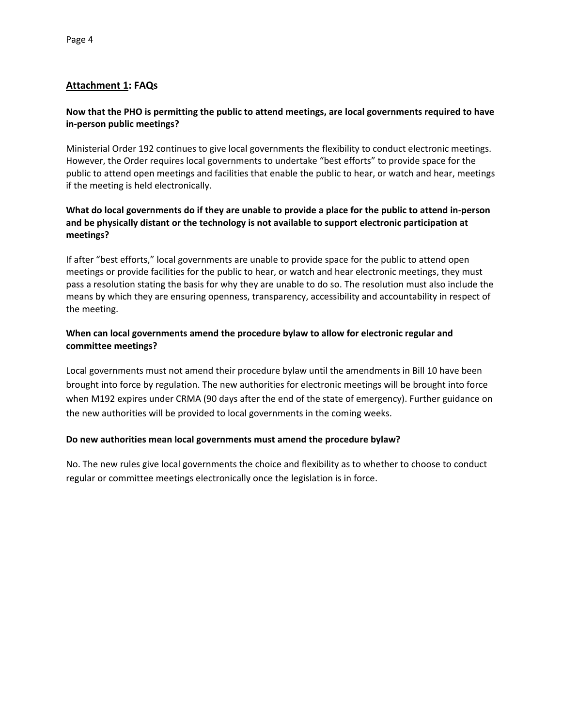## Attachment 1: FAQs

**Now that the PHO is permitting the public to attend meetings, are local governments required to have in-person public meetings?**

Ministerial Order 192 continues to give local governments the flexibility to conduct electronic meetings. However, the Order requires local governments to undertake "best efforts" to provide space for the public to attend open meetings and facilities that enable the public to hear, or watch and hear, meetings if the meeting is held electronically.

**What do local governments do if they are unable to provide a place for the public to attend in-person and be physically distant or the technology is not available to support electronic participation at meetings?**

If after "best efforts," local governments are unable to provide space for the public to attend open meetings or provide facilities for the public to hear, or watch and hear electronic meetings, they must pass a resolution stating the basis for why they are unable to do so. The resolution must also include the means by which they are ensuring openness, transparency, accessibility and accountability in respect of the meeting.

**When can local governments amend the procedure bylaw to allow for electronic regular and committee meetings?**

Local governments must not amend their procedure bylaw until the amendments in Bill 10 have been brought into force by regulation. The new authorities for electronic meetings will be brought into force when M192 expires under CRMA (90 days after the end of the state of emergency). Further guidance on the new authorities will be provided to local governments in the coming weeks.

**Do new authorities mean local governments must amend the procedure bylaw?**

No. The new rules give local governments the choice and flexibility as to whether to choose to conduct regular or committee meetings electronically once the legislation is in force.